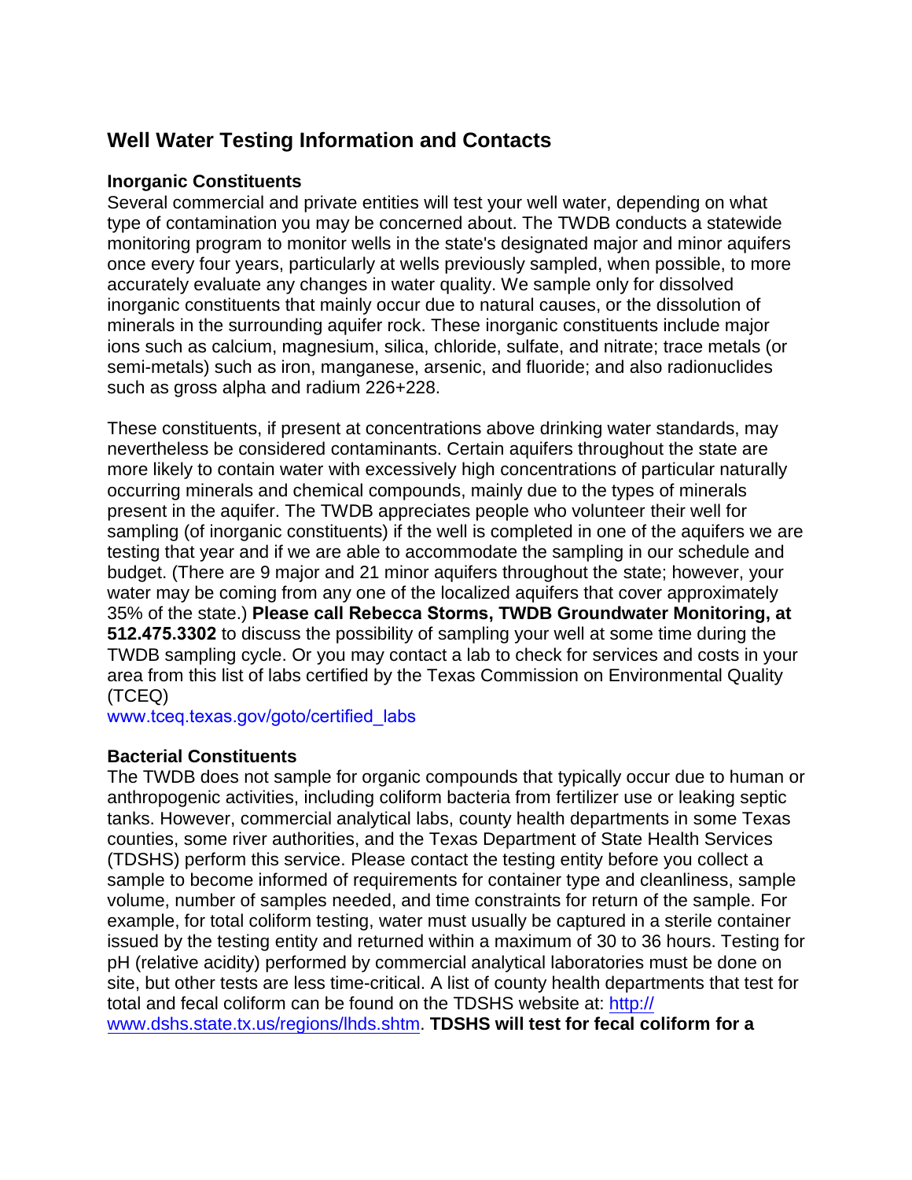# Well Water Testing Information and Contacts

### Inorganic Constituents

Several commercial and private entities will test your well water, depending on what type of contamination you may be concerned about. The TWDB conducts a statewide monitoring program to monitor wells in the state's designated major and minor aquifers once every four years, particularly at wells previously sampled, when possible, to more accurately evaluate any changes in water quality. We sample only for dissolved inorganic constituents that mainly occur due to natural causes, or the dissolution of minerals in the surrounding aquifer rock. These inorganic constituents include major ions such as calcium, magnesium, silica, chloride, sulfate, and nitrate; trace metals (or semi-metals) such as iron, manganese, arsenic, and fluoride; and also radionuclides such as gross alpha and radium 226+228.

These constituents, if present at concentrations above drinking water standards, may nevertheless be considered contaminants. Certain aquifers throughout the state are more likely to contain water with excessively high concentrations of particular naturally occurring minerals and chemical compounds, mainly due to the types of minerals present in the aquifer. The TWDB appreciates people who volunteer their well for sampling (of inorganic constituents) if the well is completed in one of the aquifers we are testing that year and if we are able to accommodate the sampling in our schedule and budget. (There are 9 major and 21 minor aquifers throughout the state; however, your water may be coming from any one of the localized aquifers that cover approximately 35% of the state.) **Please call Rebecca Storms, TWDB Groundwater Monitoring, at 512.475.3302** to discuss the possibility of sampling your well at some time during the TWDB sampling cycle. Or you may contact a lab to check for services and costs in your area from this list of labs certified by the Texas Commission on Environmental Quality (TCEQ)
www.tceq.texas.gov/goto/certified_labs

### Bacterial Constituents

The TWDB does not sample for organic compounds that typically occur due to human or anthropogenic activities, including coliform bacteria from fertilizer use or leaking septic tanks. However, commercial analytical labs, county health departments in some Texas counties, some river authorities, and the Texas Department of State Health Services (TDSHS) perform this service. Please contact the testing entity before you collect a sample to become informed of requirements for container type and cleanliness, sample volume, number of samples needed, and time constraints for return of the sample. For example, for total coliform testing, water must usually be captured in a sterile container issued by the testing entity and returned within a maximum of 30 to 36 hours. Testing for pH (relative acidity) performed by commercial analytical laboratories must be done on site, but other tests are less time-critical. A list of county health departments that test for total and fecal coliform can be found on the TDSHS website at: http://www.dshs.state.tx.us/regions/lhds.shtm. **TDSHS will test for fecal coliform for a**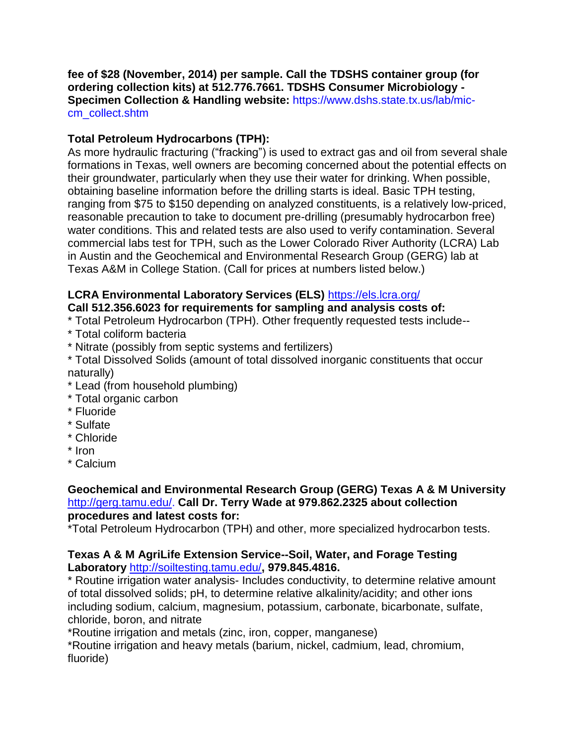**fee of $28 (November, 2014) per sample. Call the TDSHS container group (for ordering collection kits) at 512.776.7661. TDSHS Consumer Microbiology - Specimen Collection & Handling website:** https://www.dshs.state.tx.us/lab/mic-cm_collect.shtm

**Total Petroleum Hydrocarbons (TPH):**

As more hydraulic fracturing ("fracking") is used to extract gas and oil from several shale formations in Texas, well owners are becoming concerned about the potential effects on their groundwater, particularly when they use their water for drinking. When possible, obtaining baseline information before the drilling starts is ideal. Basic TPH testing, ranging from $75 to $150 depending on analyzed constituents, is a relatively low-priced, reasonable precaution to take to document pre-drilling (presumably hydrocarbon free) water conditions. This and related tests are also used to verify contamination. Several commercial labs test for TPH, such as the Lower Colorado River Authority (LCRA) Lab in Austin and the Geochemical and Environmental Research Group (GERG) lab at Texas A&M in College Station. (Call for prices at numbers listed below.)

**LCRA Environmental Laboratory Services (ELS)** https://els.lcra.org/
**Call 512.356.6023 for requirements for sampling and analysis costs of:**

* Total Petroleum Hydrocarbon (TPH). Other frequently requested tests include--
* Total coliform bacteria
* Nitrate (possibly from septic systems and fertilizers)
* Total Dissolved Solids (amount of total dissolved inorganic constituents that occur naturally)
* Lead (from household plumbing)
* Total organic carbon
* Fluoride
* Sulfate
* Chloride
* Iron
* Calcium

**Geochemical and Environmental Research Group (GERG) Texas A & M University** http://gerg.tamu.edu/. **Call Dr. Terry Wade at 979.862.2325 about collection procedures and latest costs for:**

*Total Petroleum Hydrocarbon (TPH) and other, more specialized hydrocarbon tests.

**Texas A & M AgriLife Extension Service--Soil, Water, and Forage Testing Laboratory** http://soiltesting.tamu.edu/**, 979.845.4816.**

* Routine irrigation water analysis- Includes conductivity, to determine relative amount of total dissolved solids; pH, to determine relative alkalinity/acidity; and other ions including sodium, calcium, magnesium, potassium, carbonate, bicarbonate, sulfate, chloride, boron, and nitrate

*Routine irrigation and metals (zinc, iron, copper, manganese)

*Routine irrigation and heavy metals (barium, nickel, cadmium, lead, chromium, fluoride)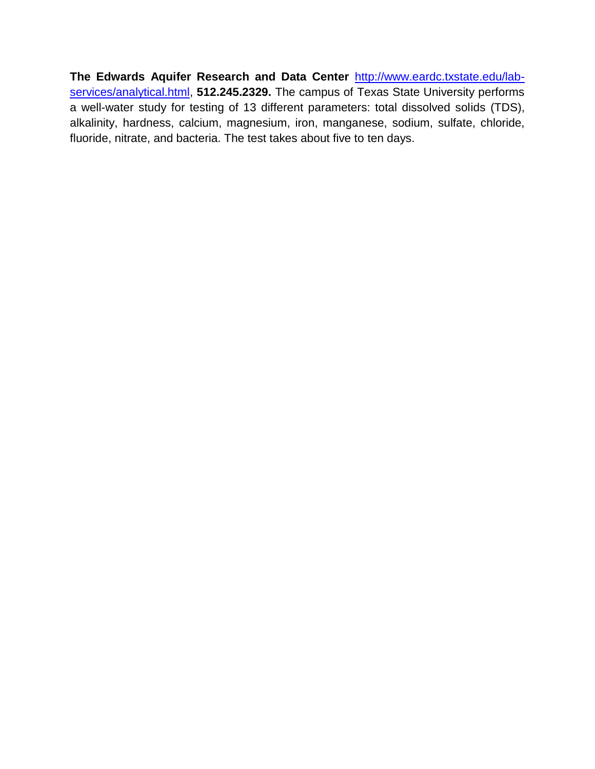**The Edwards Aquifer Research and Data Center** [http://www.eardc.txstate.edu/lab-services/analytical.html](http://www.eardc.txstate.edu/lab-services/analytical.html), **512.245.2329.** The campus of Texas State University performs a well-water study for testing of 13 different parameters: total dissolved solids (TDS), alkalinity, hardness, calcium, magnesium, iron, manganese, sodium, sulfate, chloride, fluoride, nitrate, and bacteria. The test takes about five to ten days.